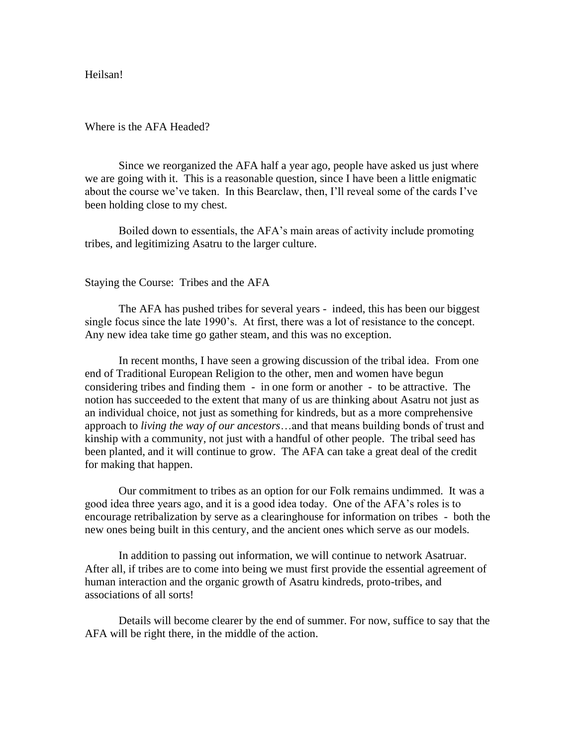Heilsan!

## Where is the AFA Headed?

Since we reorganized the AFA half a year ago, people have asked us just where we are going with it. This is a reasonable question, since I have been a little enigmatic about the course we've taken. In this Bearclaw, then, I'll reveal some of the cards I've been holding close to my chest.

Boiled down to essentials, the AFA's main areas of activity include promoting tribes, and legitimizing Asatru to the larger culture.

### Staying the Course: Tribes and the AFA

The AFA has pushed tribes for several years - indeed, this has been our biggest single focus since the late 1990's. At first, there was a lot of resistance to the concept. Any new idea take time go gather steam, and this was no exception.

In recent months, I have seen a growing discussion of the tribal idea. From one end of Traditional European Religion to the other, men and women have begun considering tribes and finding them - in one form or another - to be attractive. The notion has succeeded to the extent that many of us are thinking about Asatru not just as an individual choice, not just as something for kindreds, but as a more comprehensive approach to *living the way of our ancestors*…and that means building bonds of trust and kinship with a community, not just with a handful of other people. The tribal seed has been planted, and it will continue to grow. The AFA can take a great deal of the credit for making that happen.

Our commitment to tribes as an option for our Folk remains undimmed. It was a good idea three years ago, and it is a good idea today. One of the AFA's roles is to encourage retribalization by serve as a clearinghouse for information on tribes - both the new ones being built in this century, and the ancient ones which serve as our models.

In addition to passing out information, we will continue to network Asatruar. After all, if tribes are to come into being we must first provide the essential agreement of human interaction and the organic growth of Asatru kindreds, proto-tribes, and associations of all sorts!

Details will become clearer by the end of summer. For now, suffice to say that the AFA will be right there, in the middle of the action.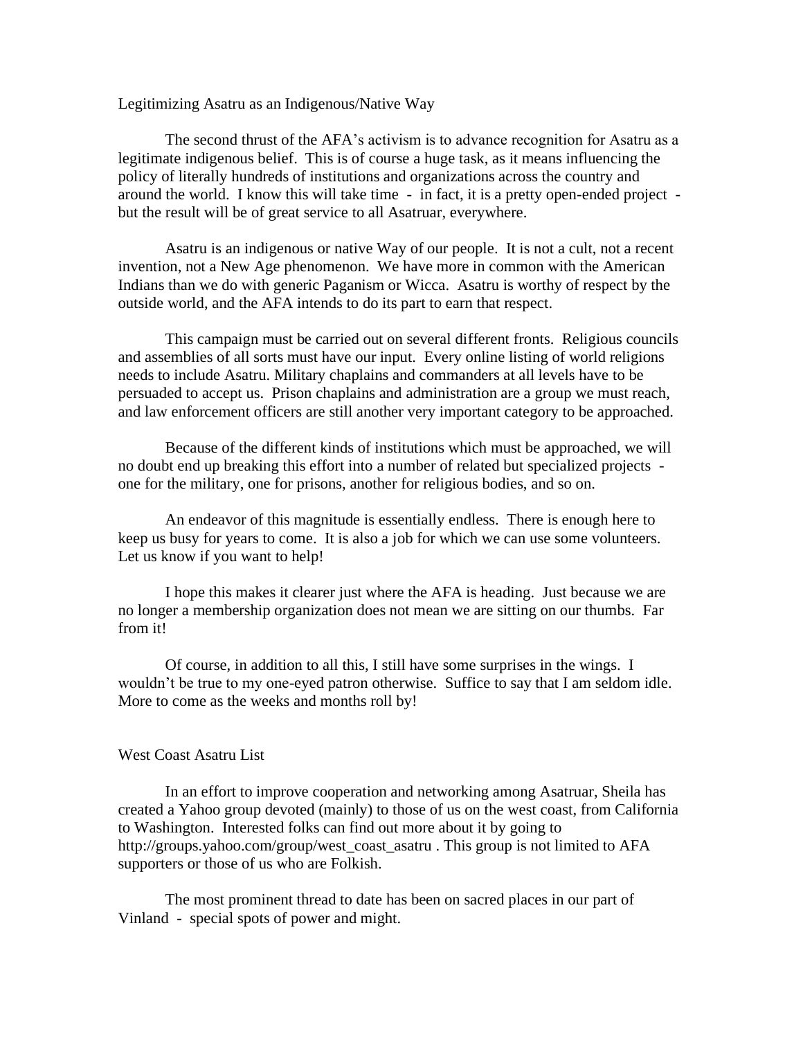## Legitimizing Asatru as an Indigenous/Native Way

The second thrust of the AFA's activism is to advance recognition for Asatru as a legitimate indigenous belief. This is of course a huge task, as it means influencing the policy of literally hundreds of institutions and organizations across the country and around the world. I know this will take time - in fact, it is a pretty open-ended project - but the result will be of great service to all Asatruar, everywhere.

Asatru is an indigenous or native Way of our people. It is not a cult, not a recent invention, not a New Age phenomenon. We have more in common with the American Indians than we do with generic Paganism or Wicca. Asatru is worthy of respect by the outside world, and the AFA intends to do its part to earn that respect.

This campaign must be carried out on several different fronts. Religious councils and assemblies of all sorts must have our input. Every online listing of world religions needs to include Asatru. Military chaplains and commanders at all levels have to be persuaded to accept us. Prison chaplains and administration are a group we must reach, and law enforcement officers are still another very important category to be approached.

Because of the different kinds of institutions which must be approached, we will no doubt end up breaking this effort into a number of related but specialized projects - one for the military, one for prisons, another for religious bodies, and so on.

An endeavor of this magnitude is essentially endless. There is enough here to keep us busy for years to come. It is also a job for which we can use some volunteers. Let us know if you want to help!

I hope this makes it clearer just where the AFA is heading. Just because we are no longer a membership organization does not mean we are sitting on our thumbs. Far from it!

Of course, in addition to all this, I still have some surprises in the wings. I wouldn't be true to my one-eyed patron otherwise. Suffice to say that I am seldom idle. More to come as the weeks and months roll by!

## West Coast Asatru List

In an effort to improve cooperation and networking among Asatruar, Sheila has created a Yahoo group devoted (mainly) to those of us on the west coast, from California to Washington. Interested folks can find out more about it by going to http://groups.yahoo.com/group/west_coast_asatru . This group is not limited to AFA supporters or those of us who are Folkish.

The most prominent thread to date has been on sacred places in our part of Vinland - special spots of power and might.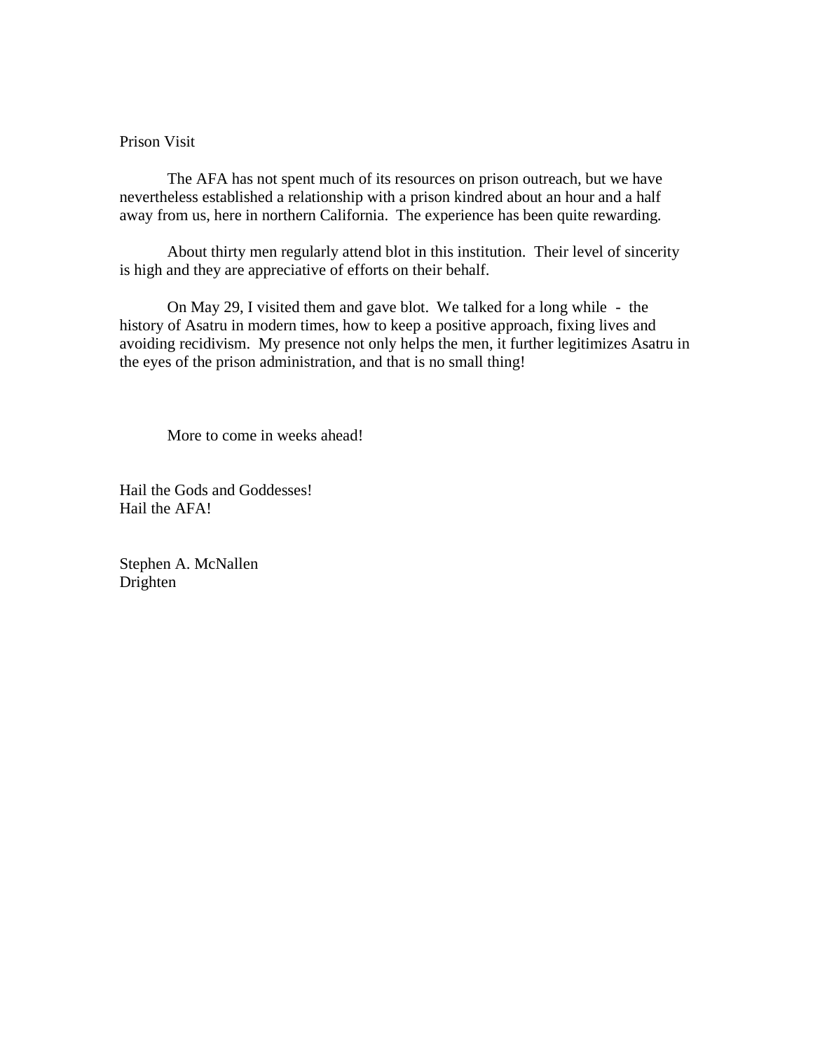Prison Visit

The AFA has not spent much of its resources on prison outreach, but we have nevertheless established a relationship with a prison kindred about an hour and a half away from us, here in northern California. The experience has been quite rewarding.

About thirty men regularly attend blot in this institution. Their level of sincerity is high and they are appreciative of efforts on their behalf.

On May 29, I visited them and gave blot. We talked for a long while - the history of Asatru in modern times, how to keep a positive approach, fixing lives and avoiding recidivism. My presence not only helps the men, it further legitimizes Asatru in the eyes of the prison administration, and that is no small thing!

More to come in weeks ahead!

Hail the Gods and Goddesses!
Hail the AFA!

Stephen A. McNallen
Drighten